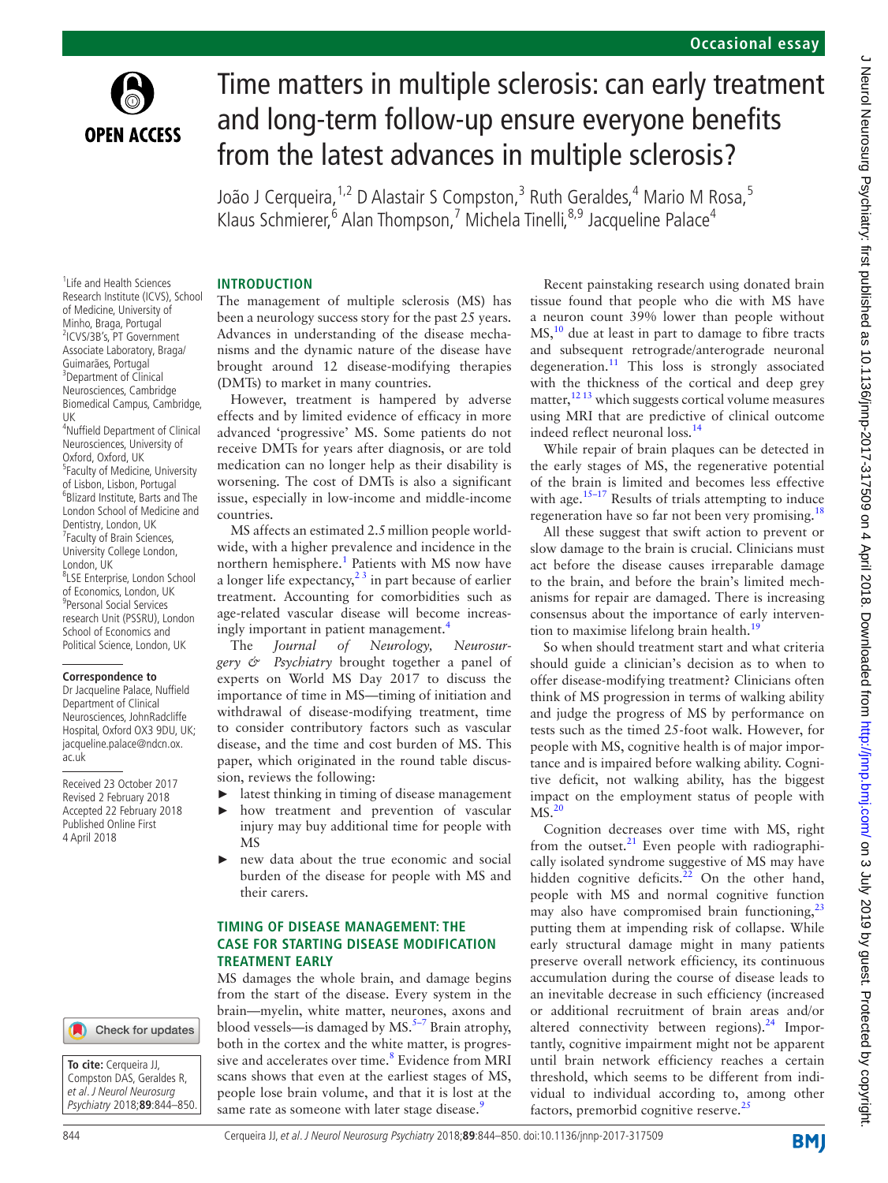# Time matters in multiple sclerosis: can early treatment and long-term follow-up ensure everyone benefits from the latest advances in multiple sclerosis?

João J Cerqueira,[1,2] D Alastair S Compston,[3] Ruth Geraldes,[4] Mario M Rosa,[5] Klaus Schmierer,[6] Alan Thompson,[7] Michela Tinelli,[8,9] Jacqueline Palace[4]

[1]Life and Health Sciences Research Institute (ICVS), School of Medicine, University of Minho, Braga, Portugal
[2]ICVS/3B's, PT Government Associate Laboratory, Braga/Guimarães, Portugal
[3]Department of Clinical Neurosciences, Cambridge Biomedical Campus, Cambridge, UK
[4]Nuffield Department of Clinical Neurosciences, University of Oxford, Oxford, UK
[5]Faculty of Medicine, University of Lisbon, Lisbon, Portugal
[6]Blizard Institute, Barts and The London School of Medicine and Dentistry, London, UK
[7]Faculty of Brain Sciences, University College London, London, UK
[8]LSE Enterprise, London School of Economics, London, UK
[9]Personal Social Services research Unit (PSSRU), London School of Economics and Political Science, London, UK

**Correspondence to**
Dr Jacqueline Palace, Nuffield Department of Clinical Neurosciences, JohnRadcliffe Hospital, Oxford OX3 9DU, UK; jacqueline.palace@ndcn.ox.ac.uk

Received 23 October 2017
Revised 2 February 2018
Accepted 22 February 2018
Published Online First 4 April 2018

**To cite:** Cerqueira JJ, Compston DAS, Geraldes R, *et al*. *J Neurol Neurosurg Psychiatry* 2018;**89**:844–850.

## INTRODUCTION

The management of multiple sclerosis (MS) has been a neurology success story for the past 25 years. Advances in understanding of the disease mechanisms and the dynamic nature of the disease have brought around 12 disease-modifying therapies (DMTs) to market in many countries.

However, treatment is hampered by adverse effects and by limited evidence of efficacy in more advanced 'progressive' MS. Some patients do not receive DMTs for years after diagnosis, or are told medication can no longer help as their disability is worsening. The cost of DMTs is also a significant issue, especially in low-income and middle-income countries.

MS affects an estimated 2.5 million people worldwide, with a higher prevalence and incidence in the northern hemisphere.[1] Patients with MS now have a longer life expectancy,[2,3] in part because of earlier treatment. Accounting for comorbidities such as age-related vascular disease will become increasingly important in patient management.[4]

The *Journal of Neurology, Neurosurgery & Psychiatry* brought together a panel of experts on World MS Day 2017 to discuss the importance of time in MS—timing of initiation and withdrawal of disease-modifying treatment, time to consider contributory factors such as vascular disease, and the time and cost burden of MS. This paper, which originated in the round table discussion, reviews the following:

- latest thinking in timing of disease management
- how treatment and prevention of vascular injury may buy additional time for people with MS
- new data about the true economic and social burden of the disease for people with MS and their carers.

## TIMING OF DISEASE MANAGEMENT: THE CASE FOR STARTING DISEASE MODIFICATION TREATMENT EARLY

MS damages the whole brain, and damage begins from the start of the disease. Every system in the brain—myelin, white matter, neurones, axons and blood vessels—is damaged by MS.[5–7] Brain atrophy, both in the cortex and the white matter, is progressive and accelerates over time.[8] Evidence from MRI scans shows that even at the earliest stages of MS, people lose brain volume, and that it is lost at the same rate as someone with later stage disease.[9]

Recent painstaking research using donated brain tissue found that people who die with MS have a neuron count 39% lower than people without MS,[10] due at least in part to damage to fibre tracts and subsequent retrograde/anterograde neuronal degeneration.[11] This loss is strongly associated with the thickness of the cortical and deep grey matter,[12,13] which suggests cortical volume measures using MRI that are predictive of clinical outcome indeed reflect neuronal loss.[14]

While repair of brain plaques can be detected in the early stages of MS, the regenerative potential of the brain is limited and becomes less effective with age.[15–17] Results of trials attempting to induce regeneration have so far not been very promising.[18]

All these suggest that swift action to prevent or slow damage to the brain is crucial. Clinicians must act before the disease causes irreparable damage to the brain, and before the brain's limited mechanisms for repair are damaged. There is increasing consensus about the importance of early intervention to maximise lifelong brain health.[19]

So when should treatment start and what criteria should guide a clinician's decision as to when to offer disease-modifying treatment? Clinicians often think of MS progression in terms of walking ability and judge the progress of MS by performance on tests such as the timed 25-foot walk. However, for people with MS, cognitive health is of major importance and is impaired before walking ability. Cognitive deficit, not walking ability, has the biggest impact on the employment status of people with MS.[20]

Cognition decreases over time with MS, right from the outset.[21] Even people with radiographically isolated syndrome suggestive of MS may have hidden cognitive deficits.[22] On the other hand, people with MS and normal cognitive function may also have compromised brain functioning,[23] putting them at impending risk of collapse. While early structural damage might in many patients preserve overall network efficiency, its continuous accumulation during the course of disease leads to an inevitable decrease in such efficiency (increased or additional recruitment of brain areas and/or altered connectivity between regions).[24] Importantly, cognitive impairment might not be apparent until brain network efficiency reaches a certain threshold, which seems to be different from individual to individual according to, among other factors, premorbid cognitive reserve.[25]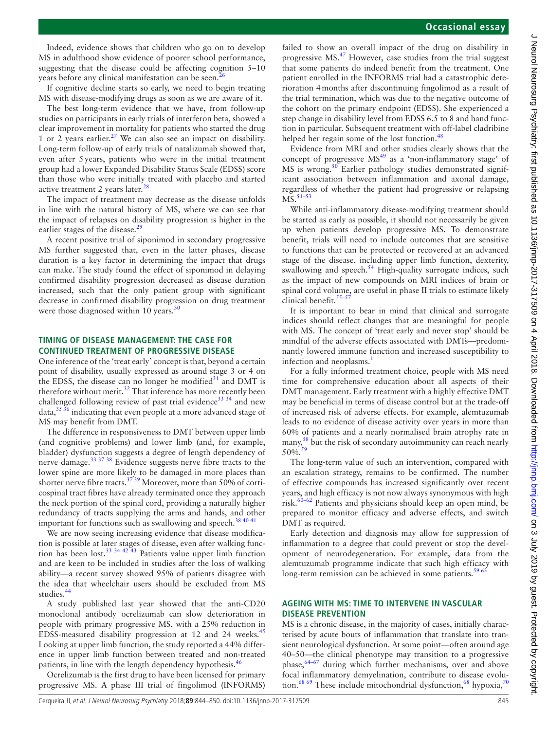Indeed, evidence shows that children who go on to develop MS in adulthood show evidence of poorer school performance, suggesting that the disease could be affecting cognition 5–10 years before any clinical manifestation can be seen.[26]

If cognitive decline starts so early, we need to begin treating MS with disease-modifying drugs as soon as we are aware of it.

The best long-term evidence that we have, from follow-up studies on participants in early trials of interferon beta, showed a clear improvement in mortality for patients who started the drug 1 or 2 years earlier.[27] We can also see an impact on disability. Long-term follow-up of early trials of natalizumab showed that, even after 5 years, patients who were in the initial treatment group had a lower Expanded Disability Status Scale (EDSS) score than those who were initially treated with placebo and started active treatment 2 years later.[28]

The impact of treatment may decrease as the disease unfolds in line with the natural history of MS, where we can see that the impact of relapses on disability progression is higher in the earlier stages of the disease.[29]

A recent positive trial of siponimod in secondary progressive MS further suggested that, even in the latter phases, disease duration is a key factor in determining the impact that drugs can make. The study found the effect of siponimod in delaying confirmed disability progression decreased as disease duration increased, such that the only patient group with significant decrease in confirmed disability progression on drug treatment were those diagnosed within 10 years.[30]

## TIMING OF DISEASE MANAGEMENT: THE CASE FOR CONTINUED TREATMENT OF PROGRESSIVE DISEASE

One inference of the 'treat early' concept is that, beyond a certain point of disability, usually expressed as around stage 3 or 4 on the EDSS, the disease can no longer be modified[31] and DMT is therefore without merit.[32] That inference has more recently been challenged following review of past trial evidence[33 34] and new data,[35 36] indicating that even people at a more advanced stage of MS may benefit from DMT.

The difference in responsiveness to DMT between upper limb (and cognitive problems) and lower limb (and, for example, bladder) dysfunction suggests a degree of length dependency of nerve damage.[33 37 38] Evidence suggests nerve fibre tracts to the lower spine are more likely to be damaged in more places than shorter nerve fibre tracts.[37 39] Moreover, more than 50% of corticospinal tract fibres have already terminated once they approach the neck portion of the spinal cord, providing a naturally higher redundancy of tracts supplying the arms and hands, and other important for functions such as swallowing and speech.[38 40 41]

We are now seeing increasing evidence that disease modification is possible at later stages of disease, even after walking function has been lost.[33 34 42 43] Patients value upper limb function and are keen to be included in studies after the loss of walking ability—a recent survey showed 95% of patients disagree with the idea that wheelchair users should be excluded from MS studies.[44]

A study published last year showed that the anti-CD20 monoclonal antibody ocrelizumab can slow deterioration in people with primary progressive MS, with a 25% reduction in EDSS-measured disability progression at 12 and 24 weeks.[45] Looking at upper limb function, the study reported a 44% difference in upper limb function between treated and non-treated patients, in line with the length dependency hypothesis.[46]

Ocrelizumab is the first drug to have been licensed for primary progressive MS. A phase III trial of fingolimod (INFORMS) failed to show an overall impact of the drug on disability in progressive MS.[47] However, case studies from the trial suggest that some patients do indeed benefit from the treatment. One patient enrolled in the INFORMS trial had a catastrophic deterioration 4 months after discontinuing fingolimod as a result of the trial termination, which was due to the negative outcome of the cohort on the primary endpoint (EDSS). She experienced a step change in disability level from EDSS 6.5 to 8 and hand function in particular. Subsequent treatment with off-label cladribine helped her regain some of the lost function.[48]

Evidence from MRI and other studies clearly shows that the concept of progressive MS[49] as a 'non-inflammatory stage' of MS is wrong.[50] Earlier pathology studies demonstrated significant association between inflammation and axonal damage, regardless of whether the patient had progressive or relapsing MS.[51–53]

While anti-inflammatory disease-modifying treatment should be started as early as possible, it should not necessarily be given up when patients develop progressive MS. To demonstrate benefit, trials will need to include outcomes that are sensitive to functions that can be protected or recovered at an advanced stage of the disease, including upper limb function, dexterity, swallowing and speech.[54] High-quality surrogate indices, such as the impact of new compounds on MRI indices of brain or spinal cord volume, are useful in phase II trials to estimate likely clinical benefit.[55–57]

It is important to bear in mind that clinical and surrogate indices should reflect changes that are meaningful for people with MS. The concept of 'treat early and never stop' should be mindful of the adverse effects associated with DMTs—predominantly lowered immune function and increased susceptibility to infection and neoplasms.[1]

For a fully informed treatment choice, people with MS need time for comprehensive education about all aspects of their DMT management. Early treatment with a highly effective DMT may be beneficial in terms of disease control but at the trade-off of increased risk of adverse effects. For example, alemtuzumab leads to no evidence of disease activity over years in more than 60% of patients and a nearly normalised brain atrophy rate in many,[58] but the risk of secondary autoimmunity can reach nearly 50%.[59]

The long-term value of such an intervention, compared with an escalation strategy, remains to be confirmed. The number of effective compounds has increased significantly over recent years, and high efficacy is not now always synonymous with high risk.[60–62] Patients and physicians should keep an open mind, be prepared to monitor efficacy and adverse effects, and switch DMT as required.

Early detection and diagnosis may allow for suppression of inflammation to a degree that could prevent or stop the development of neurodegeneration. For example, data from the alemtuzumab programme indicate that such high efficacy with long-term remission can be achieved in some patients.[59 63]

## AGEING WITH MS: TIME TO INTERVENE IN VASCULAR DISEASE PREVENTION

MS is a chronic disease, in the majority of cases, initially characterised by acute bouts of inflammation that translate into transient neurological dysfunction. At some point—often around age 40–50—the clinical phenotype may transition to a progressive phase,[64–67] during which further mechanisms, over and above focal inflammatory demyelination, contribute to disease evolution.[68 69] These include mitochondrial dysfunction,[68] hypoxia,[70]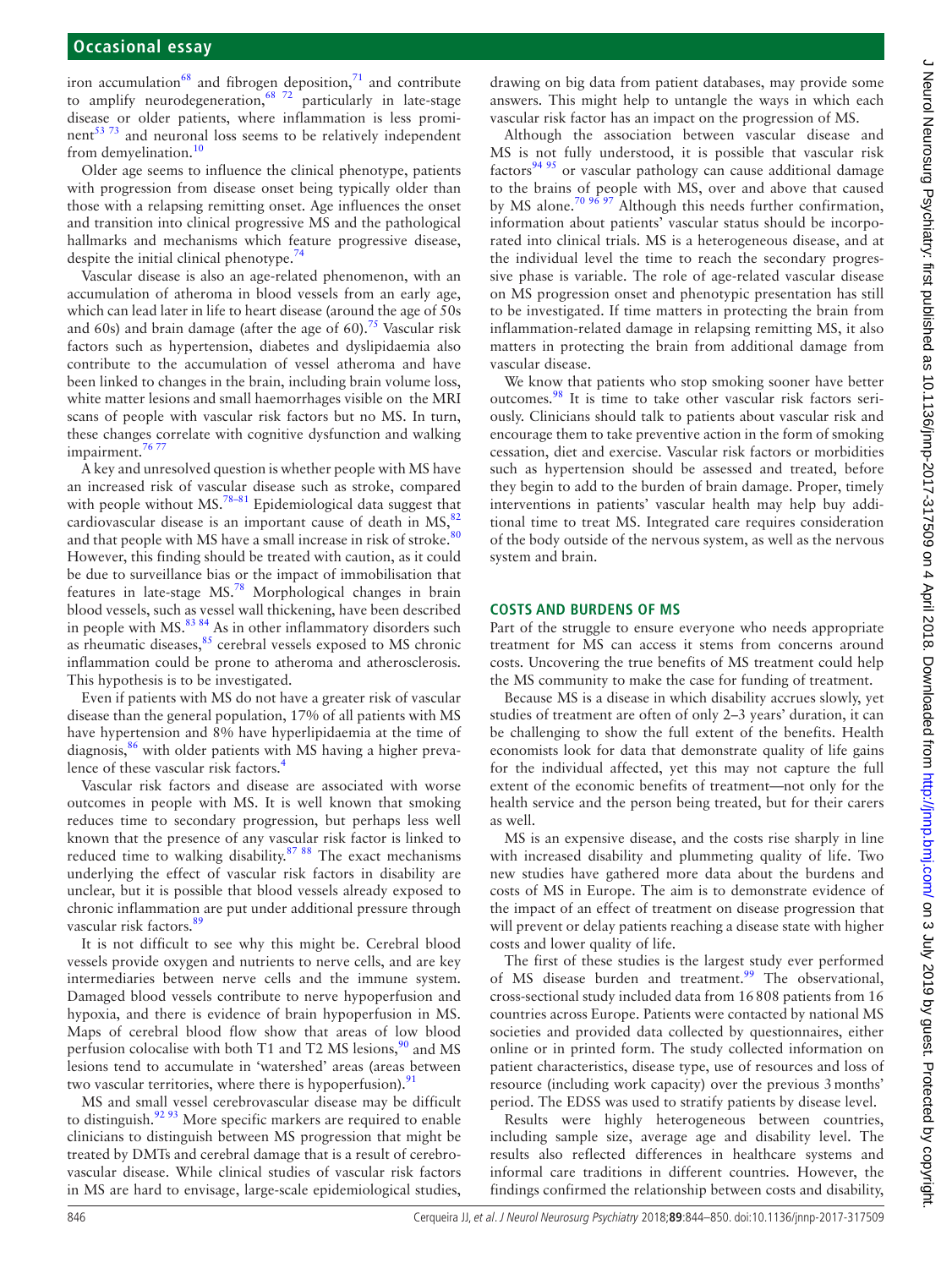iron accumulation[68] and fibrogen deposition,[71] and contribute to amplify neurodegeneration,[68 72] particularly in late-stage disease or older patients, where inflammation is less prominent[53 73] and neuronal loss seems to be relatively independent from demyelination.[10]

Older age seems to influence the clinical phenotype, patients with progression from disease onset being typically older than those with a relapsing remitting onset. Age influences the onset and transition into clinical progressive MS and the pathological hallmarks and mechanisms which feature progressive disease, despite the initial clinical phenotype.[74]

Vascular disease is also an age-related phenomenon, with an accumulation of atheroma in blood vessels from an early age, which can lead later in life to heart disease (around the age of 50s and 60s) and brain damage (after the age of 60).[75] Vascular risk factors such as hypertension, diabetes and dyslipidaemia also contribute to the accumulation of vessel atheroma and have been linked to changes in the brain, including brain volume loss, white matter lesions and small haemorrhages visible on the MRI scans of people with vascular risk factors but no MS. In turn, these changes correlate with cognitive dysfunction and walking impairment.[76 77]

A key and unresolved question is whether people with MS have an increased risk of vascular disease such as stroke, compared with people without MS.[78–81] Epidemiological data suggest that cardiovascular disease is an important cause of death in MS,[82] and that people with MS have a small increase in risk of stroke.[80] However, this finding should be treated with caution, as it could be due to surveillance bias or the impact of immobilisation that features in late-stage MS.[78] Morphological changes in brain blood vessels, such as vessel wall thickening, have been described in people with MS.[83 84] As in other inflammatory disorders such as rheumatic diseases,[85] cerebral vessels exposed to MS chronic inflammation could be prone to atheroma and atherosclerosis. This hypothesis is to be investigated.

Even if patients with MS do not have a greater risk of vascular disease than the general population, 17% of all patients with MS have hypertension and 8% have hyperlipidaemia at the time of diagnosis,[86] with older patients with MS having a higher prevalence of these vascular risk factors.[4]

Vascular risk factors and disease are associated with worse outcomes in people with MS. It is well known that smoking reduces time to secondary progression, but perhaps less well known that the presence of any vascular risk factor is linked to reduced time to walking disability.[87 88] The exact mechanisms underlying the effect of vascular risk factors in disability are unclear, but it is possible that blood vessels already exposed to chronic inflammation are put under additional pressure through vascular risk factors.[89]

It is not difficult to see why this might be. Cerebral blood vessels provide oxygen and nutrients to nerve cells, and are key intermediaries between nerve cells and the immune system. Damaged blood vessels contribute to nerve hypoperfusion and hypoxia, and there is evidence of brain hypoperfusion in MS. Maps of cerebral blood flow show that areas of low blood perfusion colocalise with both T1 and T2 MS lesions,[90] and MS lesions tend to accumulate in 'watershed' areas (areas between two vascular territories, where there is hypoperfusion).[91]

MS and small vessel cerebrovascular disease may be difficult to distinguish.[92 93] More specific markers are required to enable clinicians to distinguish between MS progression that might be treated by DMTs and cerebral damage that is a result of cerebrovascular disease. While clinical studies of vascular risk factors in MS are hard to envisage, large-scale epidemiological studies, drawing on big data from patient databases, may provide some answers. This might help to untangle the ways in which each vascular risk factor has an impact on the progression of MS.

Although the association between vascular disease and MS is not fully understood, it is possible that vascular risk factors[94 95] or vascular pathology can cause additional damage to the brains of people with MS, over and above that caused by MS alone.[70 96 97] Although this needs further confirmation, information about patients' vascular status should be incorporated into clinical trials. MS is a heterogeneous disease, and at the individual level the time to reach the secondary progressive phase is variable. The role of age-related vascular disease on MS progression onset and phenotypic presentation has still to be investigated. If time matters in protecting the brain from inflammation-related damage in relapsing remitting MS, it also matters in protecting the brain from additional damage from vascular disease.

We know that patients who stop smoking sooner have better outcomes.[98] It is time to take other vascular risk factors seriously. Clinicians should talk to patients about vascular risk and encourage them to take preventive action in the form of smoking cessation, diet and exercise. Vascular risk factors or morbidities such as hypertension should be assessed and treated, before they begin to add to the burden of brain damage. Proper, timely interventions in patients' vascular health may help buy additional time to treat MS. Integrated care requires consideration of the body outside of the nervous system, as well as the nervous system and brain.

## COSTS AND BURDENS OF MS

Part of the struggle to ensure everyone who needs appropriate treatment for MS can access it stems from concerns around costs. Uncovering the true benefits of MS treatment could help the MS community to make the case for funding of treatment.

Because MS is a disease in which disability accrues slowly, yet studies of treatment are often of only 2–3 years' duration, it can be challenging to show the full extent of the benefits. Health economists look for data that demonstrate quality of life gains for the individual affected, yet this may not capture the full extent of the economic benefits of treatment—not only for the health service and the person being treated, but for their carers as well.

MS is an expensive disease, and the costs rise sharply in line with increased disability and plummeting quality of life. Two new studies have gathered more data about the burdens and costs of MS in Europe. The aim is to demonstrate evidence of the impact of an effect of treatment on disease progression that will prevent or delay patients reaching a disease state with higher costs and lower quality of life.

The first of these studies is the largest study ever performed of MS disease burden and treatment.[99] The observational, cross-sectional study included data from 16 808 patients from 16 countries across Europe. Patients were contacted by national MS societies and provided data collected by questionnaires, either online or in printed form. The study collected information on patient characteristics, disease type, use of resources and loss of resource (including work capacity) over the previous 3 months' period. The EDSS was used to stratify patients by disease level.

Results were highly heterogeneous between countries, including sample size, average age and disability level. The results also reflected differences in healthcare systems and informal care traditions in different countries. However, the findings confirmed the relationship between costs and disability,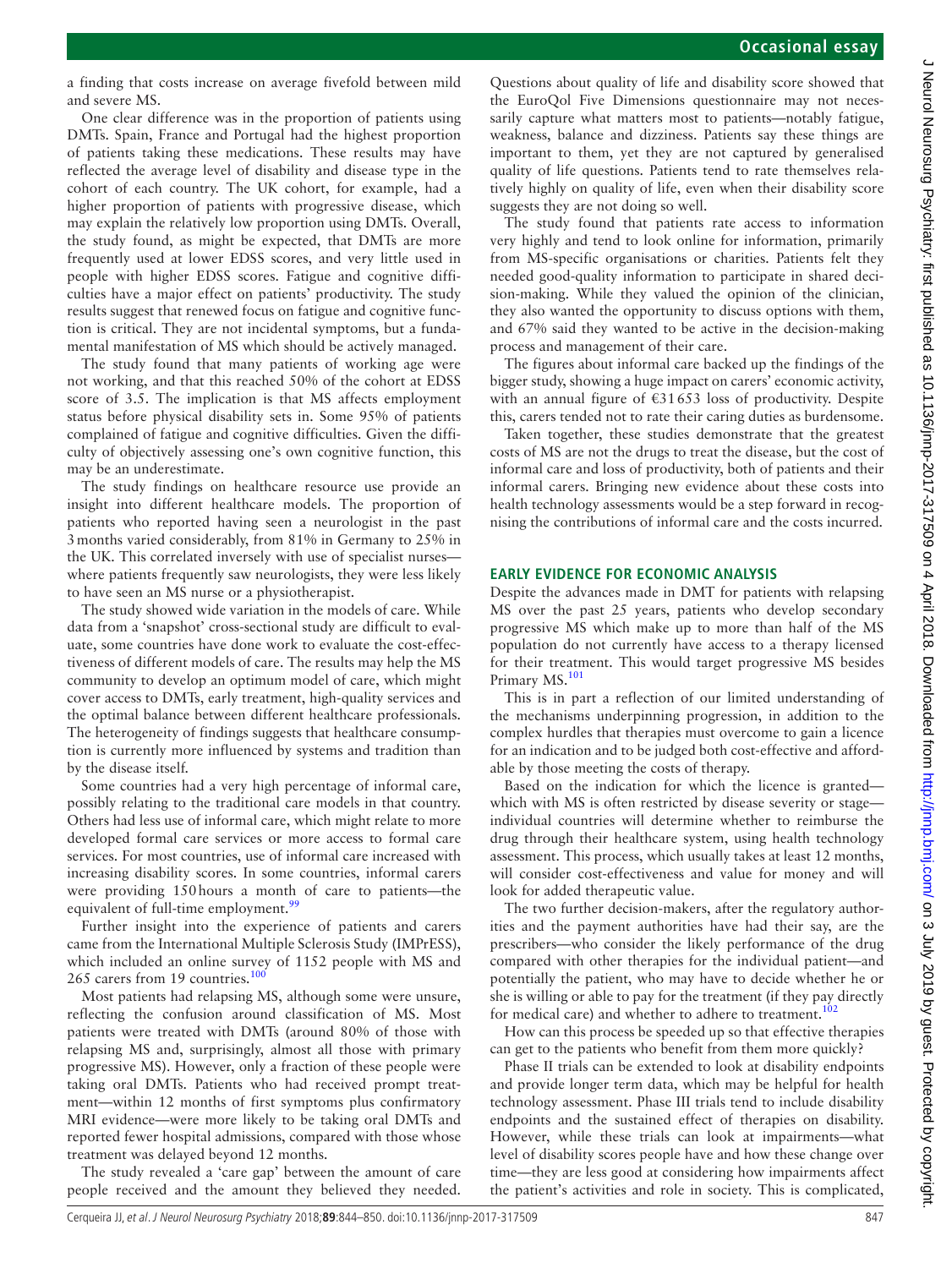a finding that costs increase on average fivefold between mild and severe MS.

One clear difference was in the proportion of patients using DMTs. Spain, France and Portugal had the highest proportion of patients taking these medications. These results may have reflected the average level of disability and disease type in the cohort of each country. The UK cohort, for example, had a higher proportion of patients with progressive disease, which may explain the relatively low proportion using DMTs. Overall, the study found, as might be expected, that DMTs are more frequently used at lower EDSS scores, and very little used in people with higher EDSS scores. Fatigue and cognitive difficulties have a major effect on patients' productivity. The study results suggest that renewed focus on fatigue and cognitive function is critical. They are not incidental symptoms, but a fundamental manifestation of MS which should be actively managed.

The study found that many patients of working age were not working, and that this reached 50% of the cohort at EDSS score of 3.5. The implication is that MS affects employment status before physical disability sets in. Some 95% of patients complained of fatigue and cognitive difficulties. Given the difficulty of objectively assessing one's own cognitive function, this may be an underestimate.

The study findings on healthcare resource use provide an insight into different healthcare models. The proportion of patients who reported having seen a neurologist in the past 3 months varied considerably, from 81% in Germany to 25% in the UK. This correlated inversely with use of specialist nurses—where patients frequently saw neurologists, they were less likely to have seen an MS nurse or a physiotherapist.

The study showed wide variation in the models of care. While data from a 'snapshot' cross-sectional study are difficult to evaluate, some countries have done work to evaluate the cost-effectiveness of different models of care. The results may help the MS community to develop an optimum model of care, which might cover access to DMTs, early treatment, high-quality services and the optimal balance between different healthcare professionals. The heterogeneity of findings suggests that healthcare consumption is currently more influenced by systems and tradition than by the disease itself.

Some countries had a very high percentage of informal care, possibly relating to the traditional care models in that country. Others had less use of informal care, which might relate to more developed formal care services or more access to formal care services. For most countries, use of informal care increased with increasing disability scores. In some countries, informal carers were providing 150 hours a month of care to patients—the equivalent of full-time employment.[99]

Further insight into the experience of patients and carers came from the International Multiple Sclerosis Study (IMPrESS), which included an online survey of 1152 people with MS and 265 carers from 19 countries.[100]

Most patients had relapsing MS, although some were unsure, reflecting the confusion around classification of MS. Most patients were treated with DMTs (around 80% of those with relapsing MS and, surprisingly, almost all those with primary progressive MS). However, only a fraction of these people were taking oral DMTs. Patients who had received prompt treatment—within 12 months of first symptoms plus confirmatory MRI evidence—were more likely to be taking oral DMTs and reported fewer hospital admissions, compared with those whose treatment was delayed beyond 12 months.

The study revealed a 'care gap' between the amount of care people received and the amount they believed they needed. Questions about quality of life and disability score showed that the EuroQol Five Dimensions questionnaire may not necessarily capture what matters most to patients—notably fatigue, weakness, balance and dizziness. Patients say these things are important to them, yet they are not captured by generalised quality of life questions. Patients tend to rate themselves relatively highly on quality of life, even when their disability score suggests they are not doing so well.

The study found that patients rate access to information very highly and tend to look online for information, primarily from MS-specific organisations or charities. Patients felt they needed good-quality information to participate in shared decision-making. While they valued the opinion of the clinician, they also wanted the opportunity to discuss options with them, and 67% said they wanted to be active in the decision-making process and management of their care.

The figures about informal care backed up the findings of the bigger study, showing a huge impact on carers' economic activity, with an annual figure of €31 653 loss of productivity. Despite this, carers tended not to rate their caring duties as burdensome.

Taken together, these studies demonstrate that the greatest costs of MS are not the drugs to treat the disease, but the cost of informal care and loss of productivity, both of patients and their informal carers. Bringing new evidence about these costs into health technology assessments would be a step forward in recognising the contributions of informal care and the costs incurred.

## EARLY EVIDENCE FOR ECONOMIC ANALYSIS

Despite the advances made in DMT for patients with relapsing MS over the past 25 years, patients who develop secondary progressive MS which make up to more than half of the MS population do not currently have access to a therapy licensed for their treatment. This would target progressive MS besides Primary MS.[101]

This is in part a reflection of our limited understanding of the mechanisms underpinning progression, in addition to the complex hurdles that therapies must overcome to gain a licence for an indication and to be judged both cost-effective and affordable by those meeting the costs of therapy.

Based on the indication for which the licence is granted—which with MS is often restricted by disease severity or stage—individual countries will determine whether to reimburse the drug through their healthcare system, using health technology assessment. This process, which usually takes at least 12 months, will consider cost-effectiveness and value for money and will look for added therapeutic value.

The two further decision-makers, after the regulatory authorities and the payment authorities have had their say, are the prescribers—who consider the likely performance of the drug compared with other therapies for the individual patient—and potentially the patient, who may have to decide whether he or she is willing or able to pay for the treatment (if they pay directly for medical care) and whether to adhere to treatment.[102]

How can this process be speeded up so that effective therapies can get to the patients who benefit from them more quickly?

Phase II trials can be extended to look at disability endpoints and provide longer term data, which may be helpful for health technology assessment. Phase III trials tend to include disability endpoints and the sustained effect of therapies on disability. However, while these trials can look at impairments—what level of disability scores people have and how these change over time—they are less good at considering how impairments affect the patient's activities and role in society. This is complicated,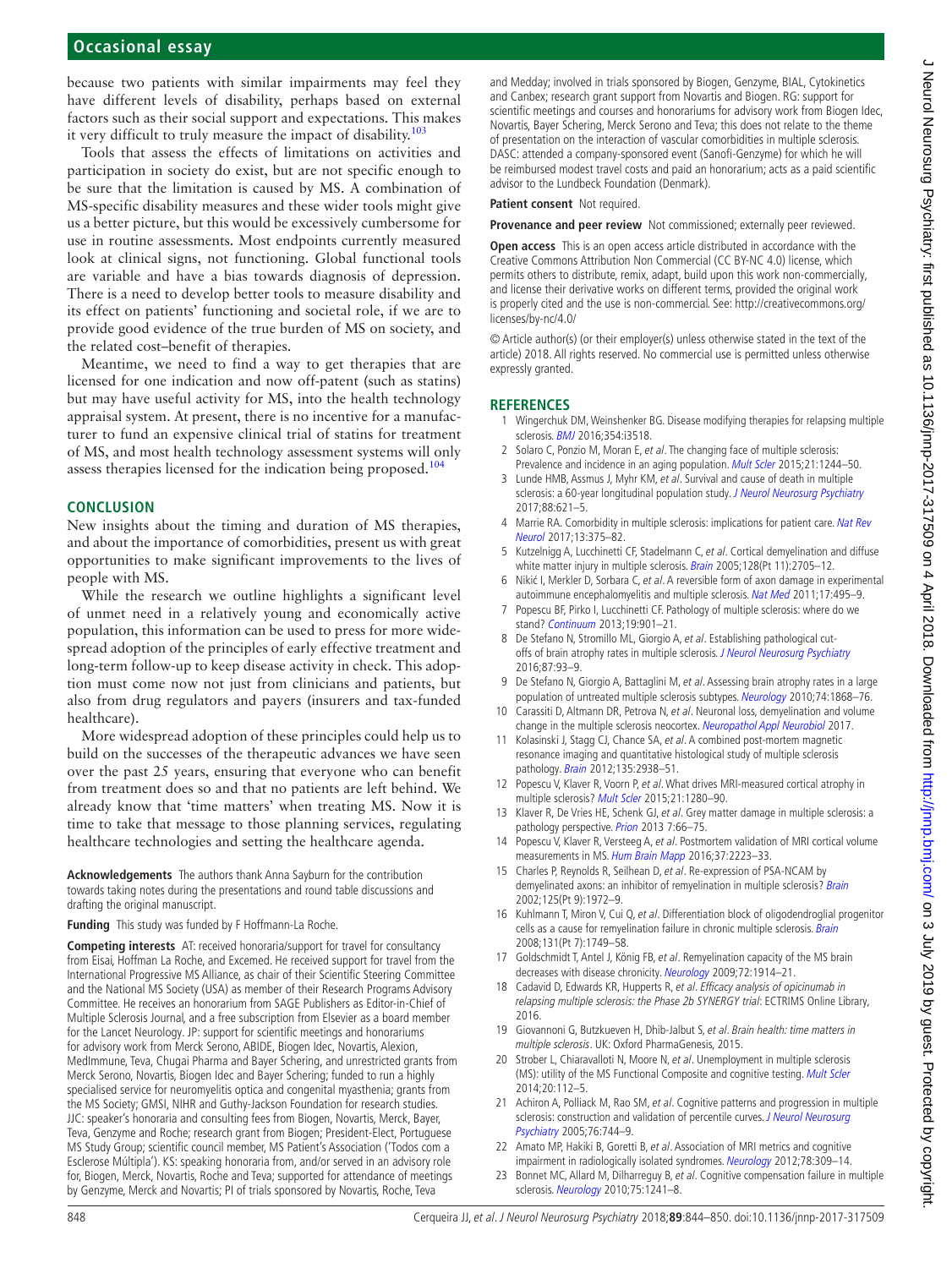because two patients with similar impairments may feel they have different levels of disability, perhaps based on external factors such as their social support and expectations. This makes it very difficult to truly measure the impact of disability.[103]

Tools that assess the effects of limitations on activities and participation in society do exist, but are not specific enough to be sure that the limitation is caused by MS. A combination of MS-specific disability measures and these wider tools might give us a better picture, but this would be excessively cumbersome for use in routine assessments. Most endpoints currently measured look at clinical signs, not functioning. Global functional tools are variable and have a bias towards diagnosis of depression. There is a need to develop better tools to measure disability and its effect on patients' functioning and societal role, if we are to provide good evidence of the true burden of MS on society, and the related cost–benefit of therapies.

Meantime, we need to find a way to get therapies that are licensed for one indication and now off-patent (such as statins) but may have useful activity for MS, into the health technology appraisal system. At present, there is no incentive for a manufacturer to fund an expensive clinical trial of statins for treatment of MS, and most health technology assessment systems will only assess therapies licensed for the indication being proposed.[104]

## CONCLUSION

New insights about the timing and duration of MS therapies, and about the importance of comorbidities, present us with great opportunities to make significant improvements to the lives of people with MS.

While the research we outline highlights a significant level of unmet need in a relatively young and economically active population, this information can be used to press for more widespread adoption of the principles of early effective treatment and long-term follow-up to keep disease activity in check. This adoption must come now not just from clinicians and patients, but also from drug regulators and payers (insurers and tax-funded healthcare).

More widespread adoption of these principles could help us to build on the successes of the therapeutic advances we have seen over the past 25 years, ensuring that everyone who can benefit from treatment does so and that no patients are left behind. We already know that 'time matters' when treating MS. Now it is time to take that message to those planning services, regulating healthcare technologies and setting the healthcare agenda.

**Acknowledgements** The authors thank Anna Sayburn for the contribution towards taking notes during the presentations and round table discussions and drafting the original manuscript.

**Funding** This study was funded by F Hoffmann-La Roche.

**Competing interests** AT: received honoraria/support for travel for consultancy from Eisai, Hoffman La Roche, and Excemed. He received support for travel from the International Progressive MS Alliance, as chair of their Scientific Steering Committee and the National MS Society (USA) as member of their Research Programs Advisory Committee. He receives an honorarium from SAGE Publishers as Editor-in-Chief of Multiple Sclerosis Journal, and a free subscription from Elsevier as a board member for the Lancet Neurology. JP: support for scientific meetings and honorariums for advisory work from Merck Serono, ABIDE, Biogen Idec, Novartis, Alexion, MedImmune, Teva, Chugai Pharma and Bayer Schering, and unrestricted grants from Merck Serono, Novartis, Biogen Idec and Bayer Schering; funded to run a highly specialised service for neuromyelitis optica and congenital myasthenia; grants from the MS Society; GMSI, NIHR and Guthy-Jackson Foundation for research studies. JJC: speaker's honoraria and consulting fees from Biogen, Novartis, Merck, Bayer, Teva, Genzyme and Roche; research grant from Biogen; President-Elect, Portuguese MS Study Group; scientific council member, MS Patient's Association ('Todos com a Esclerose Múltipla'). KS: speaking honoraria from, and/or served in an advisory role for, Biogen, Merck, Novartis, Roche and Teva; supported for attendance of meetings by Genzyme, Merck and Novartis; PI of trials sponsored by Novartis, Roche, Teva and Medday; involved in trials sponsored by Biogen, Genzyme, BIAL, Cytokinetics and Canbex; research grant support from Novartis and Biogen. RG: support for scientific meetings and courses and honorariums for advisory work from Biogen Idec, Novartis, Bayer Schering, Merck Serono and Teva; this does not relate to the theme of presentation on the interaction of vascular comorbidities in multiple sclerosis. DASC: attended a company-sponsored event (Sanofi-Genzyme) for which he will be reimbursed modest travel costs and paid an honorarium; acts as a paid scientific advisor to the Lundbeck Foundation (Denmark).

**Patient consent** Not required.

**Provenance and peer review** Not commissioned; externally peer reviewed.

**Open access** This is an open access article distributed in accordance with the Creative Commons Attribution Non Commercial (CC BY-NC 4.0) license, which permits others to distribute, remix, adapt, build upon this work non-commercially, and license their derivative works on different terms, provided the original work is properly cited and the use is non-commercial. See: http://creativecommons.org/licenses/by-nc/4.0/

© Article author(s) (or their employer(s) unless otherwise stated in the text of the article) 2018. All rights reserved. No commercial use is permitted unless otherwise expressly granted.

## REFERENCES

1. Wingerchuk DM, Weinshenker BG. Disease modifying therapies for relapsing multiple sclerosis. *BMJ* 2016;354:i3518.
2. Solaro C, Ponzio M, Moran E, *et al*. The changing face of multiple sclerosis: Prevalence and incidence in an aging population. *Mult Scler* 2015;21:1244–50.
3. Lunde HMB, Assmus J, Myhr KM, *et al*. Survival and cause of death in multiple sclerosis: a 60-year longitudinal population study. *J Neurol Neurosurg Psychiatry* 2017;88:621–5.
4. Marrie RA. Comorbidity in multiple sclerosis: implications for patient care. *Nat Rev Neurol* 2017;13:375–82.
5. Kutzelnigg A, Lucchinetti CF, Stadelmann C, *et al*. Cortical demyelination and diffuse white matter injury in multiple sclerosis. *Brain* 2005;128(Pt 11):2705–12.
6. Nikić I, Merkler D, Sorbara C, *et al*. A reversible form of axon damage in experimental autoimmune encephalomyelitis and multiple sclerosis. *Nat Med* 2011;17:495–9.
7. Popescu BF, Pirko I, Lucchinetti CF. Pathology of multiple sclerosis: where do we stand? *Continuum* 2013;19:901–21.
8. De Stefano N, Stromillo ML, Giorgio A, *et al*. Establishing pathological cut-offs of brain atrophy rates in multiple sclerosis. *J Neurol Neurosurg Psychiatry* 2016;87:93–9.
9. De Stefano N, Giorgio A, Battaglini M, *et al*. Assessing brain atrophy rates in a large population of untreated multiple sclerosis subtypes. *Neurology* 2010;74:1868–76.
10. Carassiti D, Altmann DR, Petrova N, *et al*. Neuronal loss, demyelination and volume change in the multiple sclerosis neocortex. *Neuropathol Appl Neurobiol* 2017.
11. Kolasinski J, Stagg CJ, Chance SA, *et al*. A combined post-mortem magnetic resonance imaging and quantitative histological study of multiple sclerosis pathology. *Brain* 2012;135:2938–51.
12. Popescu V, Klaver R, Voorn P, *et al*. What drives MRI-measured cortical atrophy in multiple sclerosis? *Mult Scler* 2015;21:1280–90.
13. Klaver R, De Vries HE, Schenk GJ, *et al*. Grey matter damage in multiple sclerosis: a pathology perspective. *Prion* 2013 7:66–75.
14. Popescu V, Klaver R, Versteeg A, *et al*. Postmortem validation of MRI cortical volume measurements in MS. *Hum Brain Mapp* 2016;37:2223–33.
15. Charles P, Reynolds R, Seilhean D, *et al*. Re-expression of PSA-NCAM by demyelinated axons: an inhibitor of remyelination in multiple sclerosis? *Brain* 2002;125(Pt 9):1972–9.
16. Kuhlmann T, Miron V, Cui Q, *et al*. Differentiation block of oligodendroglial progenitor cells as a cause for remyelination failure in chronic multiple sclerosis. *Brain* 2008;131(Pt 7):1749–58.
17. Goldschmidt T, Antel J, König FB, *et al*. Remyelination capacity of the MS brain decreases with disease chronicity. *Neurology* 2009;72:1914–21.
18. Cadavid D, Edwards KR, Hupperts R, *et al*. *Efficacy analysis of opicinumab in relapsing multiple sclerosis: the Phase 2b SYNERGY trial*: ECTRIMS Online Library, 2016.
19. Giovannoni G, Butzkueven H, Dhib-Jalbut S, *et al*. *Brain health: time matters in multiple sclerosis*. UK: Oxford PharmaGenesis, 2015.
20. Strober L, Chiaravalloti N, Moore N, *et al*. Unemployment in multiple sclerosis (MS): utility of the MS Functional Composite and cognitive testing. *Mult Scler* 2014;20:112–5.
21. Achiron A, Polliack M, Rao SM, *et al*. Cognitive patterns and progression in multiple sclerosis: construction and validation of percentile curves. *J Neurol Neurosurg Psychiatry* 2005;76:744–9.
22. Amato MP, Hakiki B, Goretti B, *et al*. Association of MRI metrics and cognitive impairment in radiologically isolated syndromes. *Neurology* 2012;78:309–14.
23. Bonnet MC, Allard M, Dilharreguy B, *et al*. Cognitive compensation failure in multiple sclerosis. *Neurology* 2010;75:1241–8.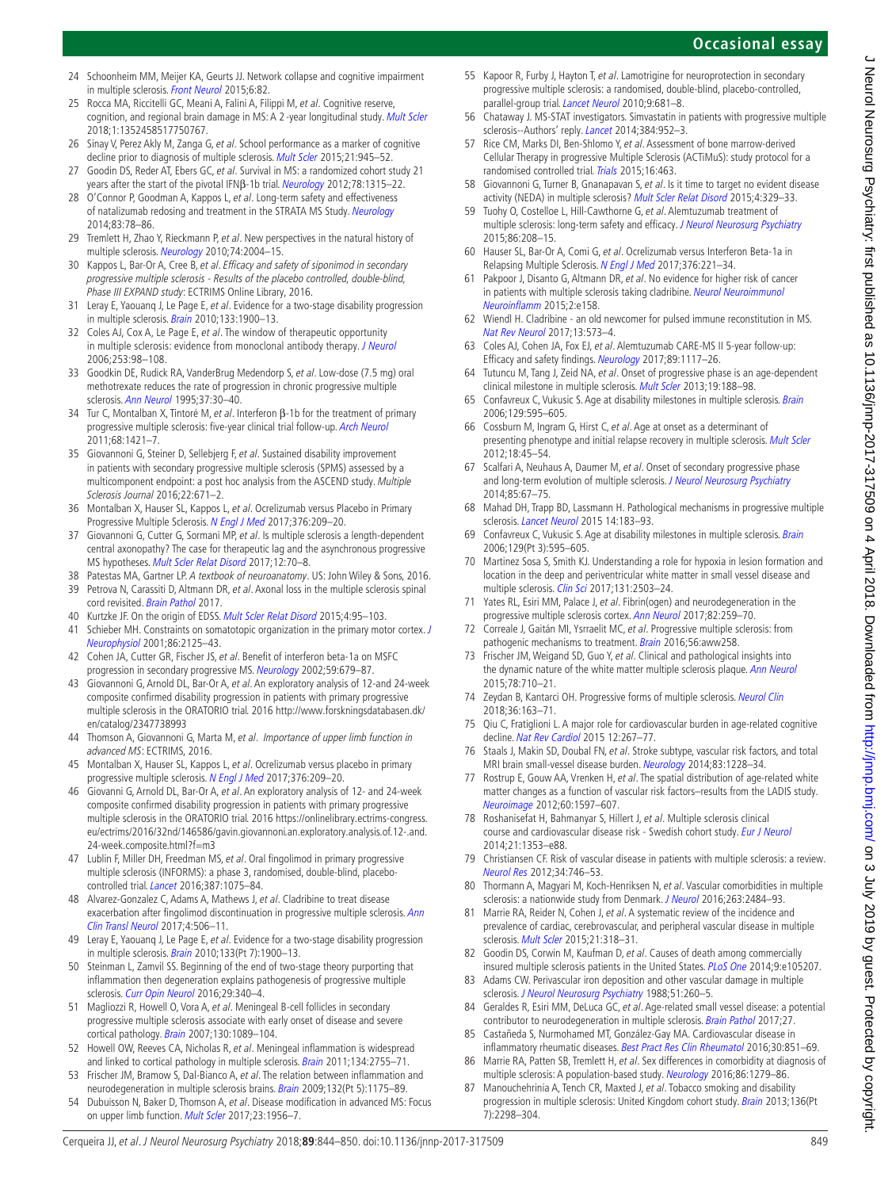24 Schoonheim MM, Meijer KA, Geurts JJ. Network collapse and cognitive impairment in multiple sclerosis. *Front Neurol* 2015;6:82.

25 Rocca MA, Riccitelli GC, Meani A, Falini A, Filippi M, *et al*. Cognitive reserve, cognition, and regional brain damage in MS: A 2-year longitudinal study. *Mult Scler* 2018;1:1352458517750767.

26 Sinay V, Perez Akly M, Zanga G, *et al*. School performance as a marker of cognitive decline prior to diagnosis of multiple sclerosis. *Mult Scler* 2015;21:945–52.

27 Goodin DS, Reder AT, Ebers GC, *et al*. Survival in MS: a randomized cohort study 21 years after the start of the pivotal IFNβ-1b trial. *Neurology* 2012;78:1315–22.

28 O'Connor P, Goodman A, Kappos L, *et al*. Long-term safety and effectiveness of natalizumab redosing and treatment in the STRATA MS Study. *Neurology* 2014;83:78–86.

29 Tremlett H, Zhao Y, Rieckmann P, *et al*. New perspectives in the natural history of multiple sclerosis. *Neurology* 2010;74:2004–15.

30 Kappos L, Bar-Or A, Cree B, *et al*. *Efficacy and safety of siponimod in secondary progressive multiple sclerosis - Results of the placebo controlled, double-blind, Phase III EXPAND study*: ECTRIMS Online Library, 2016.

31 Leray E, Yaouanq J, Le Page E, *et al*. Evidence for a two-stage disability progression in multiple sclerosis. *Brain* 2010;133:1900–13.

32 Coles AJ, Cox A, Le Page E, *et al*. The window of therapeutic opportunity in multiple sclerosis: evidence from monoclonal antibody therapy. *J Neurol* 2006;253:98–108.

33 Goodkin DE, Rudick RA, VanderBrug Medendorp S, *et al*. Low-dose (7.5 mg) oral methotrexate reduces the rate of progression in chronic progressive multiple sclerosis. *Ann Neurol* 1995;37:30–40.

34 Tur C, Montalban X, Tintoré M, *et al*. Interferon β-1b for the treatment of primary progressive multiple sclerosis: five-year clinical trial follow-up. *Arch Neurol* 2011;68:1421–7.

35 Giovannoni G, Steiner D, Sellebjerg F, *et al*. Sustained disability improvement in patients with secondary progressive multiple sclerosis (SPMS) assessed by a multicomponent endpoint: a post hoc analysis from the ASCEND study. *Multiple Sclerosis Journal* 2016;22:671–2.

36 Montalban X, Hauser SL, Kappos L, *et al*. Ocrelizumab versus Placebo in Primary Progressive Multiple Sclerosis. *N Engl J Med* 2017;376:209–20.

37 Giovannoni G, Cutter G, Sormani MP, *et al*. Is multiple sclerosis a length-dependent central axonopathy? The case for therapeutic lag and the asynchronous progressive MS hypotheses. *Mult Scler Relat Disord* 2017;12:70–8.

38 Patestas MA, Gartner LP. *A textbook of neuroanatomy*. US: John Wiley & Sons, 2016.

39 Petrova N, Carassiti D, Altmann DR, *et al*. Axonal loss in the multiple sclerosis spinal cord revisited. *Brain Pathol* 2017.

40 Kurtzke JF. On the origin of EDSS. *Mult Scler Relat Disord* 2015;4:95–103.

41 Schieber MH. Constraints on somatotopic organization in the primary motor cortex. *J Neurophysiol* 2001;86:2125–43.

42 Cohen JA, Cutter GR, Fischer JS, *et al*. Benefit of interferon beta-1a on MSFC progression in secondary progressive MS. *Neurology* 2002;59:679–87.

43 Giovannoni G, Arnold DL, Bar-Or A, *et al*. An exploratory analysis of 12-and 24-week composite confirmed disability progression in patients with primary progressive multiple sclerosis in the ORATORIO trial. 2016 http://www.forskningsdatabasen.dk/en/catalog/2347738993

44 Thomson A, Giovannoni G, Marta M, *et al*. *Importance of upper limb function in advanced MS*: ECTRIMS, 2016.

45 Montalban X, Hauser SL, Kappos L, *et al*. Ocrelizumab versus placebo in primary progressive multiple sclerosis. *N Engl J Med* 2017;376:209–20.

46 Giovanni G, Arnold DL, Bar-Or A, *et al*. An exploratory analysis of 12- and 24-week composite confirmed disability progression in patients with primary progressive multiple sclerosis in the ORATORIO trial. 2016 https://onlinelibrary.ectrims-congress.eu/ectrims/2016/32nd/146586/gavin.giovannoni.an.exploratory.analysis.of.12-.and.24-week.composite.html?f=m3

47 Lublin F, Miller DH, Freedman MS, *et al*. Oral fingolimod in primary progressive multiple sclerosis (INFORMS): a phase 3, randomised, double-blind, placebo-controlled trial. *Lancet* 2016;387:1075–84.

48 Alvarez-Gonzalez C, Adams A, Mathews J, *et al*. Cladribine to treat disease exacerbation after fingolimod discontinuation in progressive multiple sclerosis. *Ann Clin Transl Neurol* 2017;4:506–11.

49 Leray E, Yaouanq J, Le Page E, *et al*. Evidence for a two-stage disability progression in multiple sclerosis. *Brain* 2010;133(Pt 7):1900–13.

50 Steinman L, Zamvil SS. Beginning of the end of two-stage theory purporting that inflammation then degeneration explains pathogenesis of progressive multiple sclerosis. *Curr Opin Neurol* 2016;29:340–4.

51 Magliozzi R, Howell O, Vora A, *et al*. Meningeal B-cell follicles in secondary progressive multiple sclerosis associate with early onset of disease and severe cortical pathology. *Brain* 2007;130:1089–104.

52 Howell OW, Reeves CA, Nicholas R, *et al*. Meningeal inflammation is widespread and linked to cortical pathology in multiple sclerosis. *Brain* 2011;134:2755–71.

53 Frischer JM, Bramow S, Dal-Bianco A, *et al*. The relation between inflammation and neurodegeneration in multiple sclerosis brains. *Brain* 2009;132(Pt 5):1175–89.

54 Dubuisson N, Baker D, Thomson A, *et al*. Disease modification in advanced MS: Focus on upper limb function. *Mult Scler* 2017;23:1956–7.

55 Kapoor R, Furby J, Hayton T, *et al*. Lamotrigine for neuroprotection in secondary progressive multiple sclerosis: a randomised, double-blind, placebo-controlled, parallel-group trial. *Lancet Neurol* 2010;9:681–8.

56 Chataway J. MS-STAT investigators. Simvastatin in patients with progressive multiple sclerosis--Authors' reply. *Lancet* 2014;384:952–3.

57 Rice CM, Marks DI, Ben-Shlomo Y, *et al*. Assessment of bone marrow-derived Cellular Therapy in progressive Multiple Sclerosis (ACTiMuS): study protocol for a randomised controlled trial. *Trials* 2015;16:463.

58 Giovannoni G, Turner B, Gnanapavan S, *et al*. Is it time to target no evident disease activity (NEDA) in multiple sclerosis? *Mult Scler Relat Disord* 2015;4:329–33.

59 Tuohy O, Costelloe L, Hill-Cawthorne G, *et al*. Alemtuzumab treatment of multiple sclerosis: long-term safety and efficacy. *J Neurol Neurosurg Psychiatry* 2015;86:208–15.

60 Hauser SL, Bar-Or A, Comi G, *et al*. Ocrelizumab versus Interferon Beta-1a in Relapsing Multiple Sclerosis. *N Engl J Med* 2017;376:221–34.

61 Pakpoor J, Disanto G, Altmann DR, *et al*. No evidence for higher risk of cancer in patients with multiple sclerosis taking cladribine. *Neurol Neuroimmunol Neuroinflamm* 2015;2:e158.

62 Wiendl H. Cladribine - an old newcomer for pulsed immune reconstitution in MS. *Nat Rev Neurol* 2017;13:573–4.

63 Coles AJ, Cohen JA, Fox EJ, *et al*. Alemtuzumab CARE-MS II 5-year follow-up: Efficacy and safety findings. *Neurology* 2017;89:1117–26.

64 Tutuncu M, Tang J, Zeid NA, *et al*. Onset of progressive phase is an age-dependent clinical milestone in multiple sclerosis. *Mult Scler* 2013;19:188–98.

65 Confavreux C, Vukusic S. Age at disability milestones in multiple sclerosis. *Brain* 2006;129:595–605.

66 Cossburn M, Ingram G, Hirst C, *et al*. Age at onset as a determinant of presenting phenotype and initial relapse recovery in multiple sclerosis. *Mult Scler* 2012;18:45–54.

67 Scalfari A, Neuhaus A, Daumer M, *et al*. Onset of secondary progressive phase and long-term evolution of multiple sclerosis. *J Neurol Neurosurg Psychiatry* 2014;85:67–75.

68 Mahad DH, Trapp BD, Lassmann H. Pathological mechanisms in progressive multiple sclerosis. *Lancet Neurol* 2015 14:183–93.

69 Confavreux C, Vukusic S. Age at disability milestones in multiple sclerosis. *Brain* 2006;129(Pt 3):595–605.

70 Martinez Sosa S, Smith KJ. Understanding a role for hypoxia in lesion formation and location in the deep and periventricular white matter in small vessel disease and multiple sclerosis. *Clin Sci* 2017;131:2503–24.

71 Yates RL, Esiri MM, Palace J, *et al*. Fibrin(ogen) and neurodegeneration in the progressive multiple sclerosis cortex. *Ann Neurol* 2017;82:259–70.

72 Correale J, Gaitán MI, Ysrraelit MC, *et al*. Progressive multiple sclerosis: from pathogenic mechanisms to treatment. *Brain* 2016;56:aww258.

73 Frischer JM, Weigand SD, Guo Y, *et al*. Clinical and pathological insights into the dynamic nature of the white matter multiple sclerosis plaque. *Ann Neurol* 2015;78:710–21.

74 Zeydan B, Kantarci OH. Progressive forms of multiple sclerosis. *Neurol Clin* 2018;36:163–71.

75 Qiu C, Fratiglioni L. A major role for cardiovascular burden in age-related cognitive decline. *Nat Rev Cardiol* 2015 12:267–77.

76 Staals J, Makin SD, Doubal FN, *et al*. Stroke subtype, vascular risk factors, and total MRI brain small-vessel disease burden. *Neurology* 2014;83:1228–34.

77 Rostrup E, Gouw AA, Vrenken H, *et al*. The spatial distribution of age-related white matter changes as a function of vascular risk factors–results from the LADIS study. *Neuroimage* 2012;60:1597–607.

78 Roshanisefat H, Bahmanyar S, Hillert J, *et al*. Multiple sclerosis clinical course and cardiovascular disease risk - Swedish cohort study. *Eur J Neurol* 2014;21:1353–e88.

79 Christiansen CF. Risk of vascular disease in patients with multiple sclerosis: a review. *Neurol Res* 2012;34:746–53.

80 Thormann A, Magyari M, Koch-Henriksen N, *et al*. Vascular comorbidities in multiple sclerosis: a nationwide study from Denmark. *J Neurol* 2016;263:2484–93.

81 Marrie RA, Reider N, Cohen J, *et al*. A systematic review of the incidence and prevalence of cardiac, cerebrovascular, and peripheral vascular disease in multiple sclerosis. *Mult Scler* 2015;21:318–31.

82 Goodin DS, Corwin M, Kaufman D, *et al*. Causes of death among commercially insured multiple sclerosis patients in the United States. *PLoS One* 2014;9:e105207.

83 Adams CW. Perivascular iron deposition and other vascular damage in multiple sclerosis. *J Neurol Neurosurg Psychiatry* 1988;51:260–5.

84 Geraldes R, Esiri MM, DeLuca GC, *et al*. Age-related small vessel disease: a potential contributor to neurodegeneration in multiple sclerosis. *Brain Pathol* 2017;27.

85 Castañeda S, Nurmohamed MT, González-Gay MA. Cardiovascular disease in inflammatory rheumatic diseases. *Best Pract Res Clin Rheumatol* 2016;30:851–69.

86 Marrie RA, Patten SB, Tremlett H, *et al*. Sex differences in comorbidity at diagnosis of multiple sclerosis: A population-based study. *Neurology* 2016;86:1279–86.

87 Manouchehrinia A, Tench CR, Maxted J, *et al*. Tobacco smoking and disability progression in multiple sclerosis: United Kingdom cohort study. *Brain* 2013;136(Pt 7):2298–304.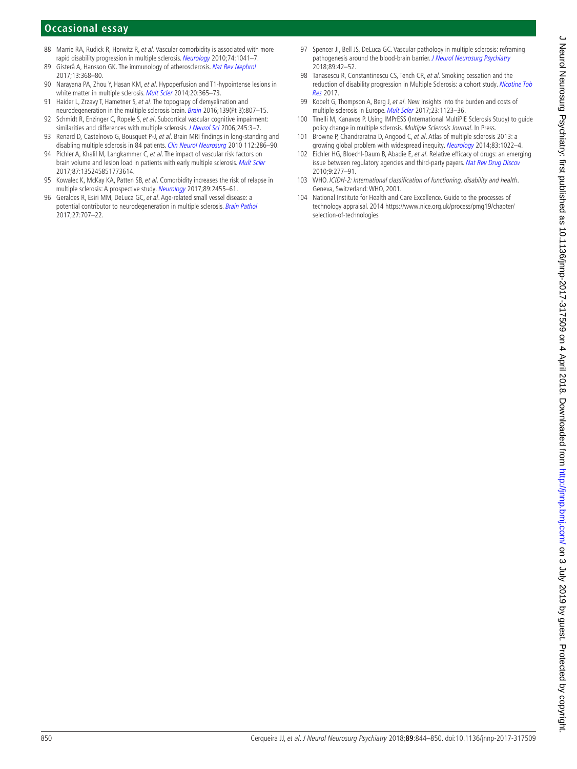88 Marrie RA, Rudick R, Horwitz R, *et al*. Vascular comorbidity is associated with more rapid disability progression in multiple sclerosis. *Neurology* 2010;74:1041–7.

89 Gisterå A, Hansson GK. The immunology of atherosclerosis. *Nat Rev Nephrol* 2017;13:368–80.

90 Narayana PA, Zhou Y, Hasan KM, *et al*. Hypoperfusion and T1-hypointense lesions in white matter in multiple sclerosis. *Mult Scler* 2014;20:365–73.

91 Haider L, Zrzavy T, Hametner S, *et al*. The topograpy of demyelination and neurodegeneration in the multiple sclerosis brain. *Brain* 2016;139(Pt 3):807–15.

92 Schmidt R, Enzinger C, Ropele S, *et al*. Subcortical vascular cognitive impairment: similarities and differences with multiple sclerosis. *J Neurol Sci* 2006;245:3–7.

93 Renard D, Castelnovo G, Bousquet P-J, *et al*. Brain MRI findings in long-standing and disabling multiple sclerosis in 84 patients. *Clin Neurol Neurosurg* 2010 112:286–90.

94 Pichler A, Khalil M, Langkammer C, *et al*. The impact of vascular risk factors on brain volume and lesion load in patients with early multiple sclerosis. *Mult Scler* 2017;87:135245851773614.

95 Kowalec K, McKay KA, Patten SB, *et al*. Comorbidity increases the risk of relapse in multiple sclerosis: A prospective study. *Neurology* 2017;89:2455–61.

96 Geraldes R, Esiri MM, DeLuca GC, *et al*. Age-related small vessel disease: a potential contributor to neurodegeneration in multiple sclerosis. *Brain Pathol* 2017;27:707–22.

97 Spencer JI, Bell JS, DeLuca GC. Vascular pathology in multiple sclerosis: reframing pathogenesis around the blood-brain barrier. *J Neurol Neurosurg Psychiatry* 2018;89:42–52.

98 Tanasescu R, Constantinescu CS, Tench CR, *et al*. Smoking cessation and the reduction of disability progression in Multiple Sclerosis: a cohort study. *Nicotine Tob Res* 2017.

99 Kobelt G, Thompson A, Berg J, *et al*. New insights into the burden and costs of multiple sclerosis in Europe. *Mult Scler* 2017;23:1123–36.

100 Tinelli M, Kanavos P. Using IMPrESS (International MultiPlE Sclerosis Study) to guide policy change in multiple sclerosis. *Multiple Sclerosis Journal*. In Press.

101 Browne P, Chandraratna D, Angood C, *et al*. Atlas of multiple sclerosis 2013: a growing global problem with widespread inequity. *Neurology* 2014;83:1022–4.

102 Eichler HG, Bloechl-Daum B, Abadie E, *et al*. Relative efficacy of drugs: an emerging issue between regulatory agencies and third-party payers. *Nat Rev Drug Discov* 2010;9:277–91.

103 WHO. *ICIDH-2: International classification of functioning, disability and health*. Geneva, Switzerland: WHO, 2001.

104 National Institute for Health and Care Excellence. Guide to the processes of technology appraisal. 2014 https://www.nice.org.uk/process/pmg19/chapter/selection-of-technologies